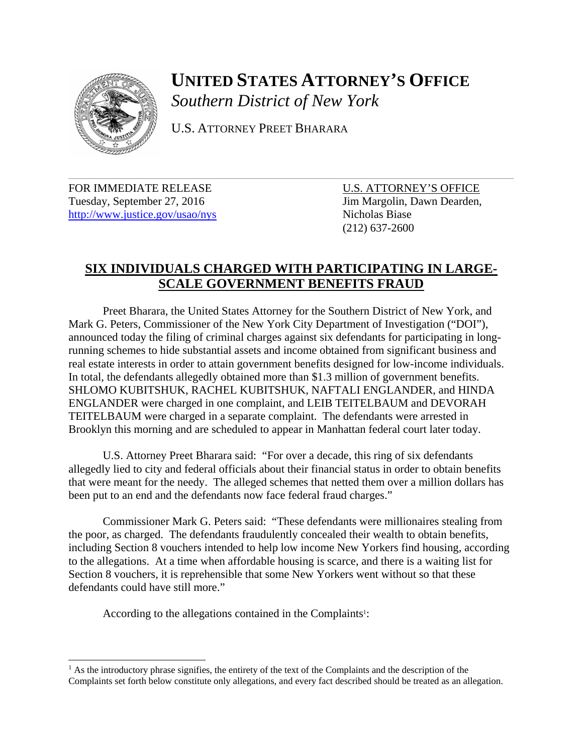# UNITED STATES ATTORNEY'S OFFICE

*Southern District of New York*

U.S. ATTORNEY PREET BHARARA

FOR IMMEDIATE RELEASE
Tuesday, September 27, 2016
http://www.justice.gov/usao/nys

U.S. ATTORNEY'S OFFICE
Jim Margolin, Dawn Dearden, Nicholas Biase
(212) 637-2600

## SIX INDIVIDUALS CHARGED WITH PARTICIPATING IN LARGE-SCALE GOVERNMENT BENEFITS FRAUD

Preet Bharara, the United States Attorney for the Southern District of New York, and Mark G. Peters, Commissioner of the New York City Department of Investigation ("DOI"), announced today the filing of criminal charges against six defendants for participating in long-running schemes to hide substantial assets and income obtained from significant business and real estate interests in order to attain government benefits designed for low-income individuals. In total, the defendants allegedly obtained more than $1.3 million of government benefits. SHLOMO KUBITSHUK, RACHEL KUBITSHUK, NAFTALI ENGLANDER, and HINDA ENGLANDER were charged in one complaint, and LEIB TEITELBAUM and DEVORAH TEITELBAUM were charged in a separate complaint. The defendants were arrested in Brooklyn this morning and are scheduled to appear in Manhattan federal court later today.

U.S. Attorney Preet Bharara said: "For over a decade, this ring of six defendants allegedly lied to city and federal officials about their financial status in order to obtain benefits that were meant for the needy. The alleged schemes that netted them over a million dollars has been put to an end and the defendants now face federal fraud charges."

Commissioner Mark G. Peters said: "These defendants were millionaires stealing from the poor, as charged. The defendants fraudulently concealed their wealth to obtain benefits, including Section 8 vouchers intended to help low income New Yorkers find housing, according to the allegations. At a time when affordable housing is scarce, and there is a waiting list for Section 8 vouchers, it is reprehensible that some New Yorkers went without so that these defendants could have still more."

According to the allegations contained in the Complaints[1]:

[1] As the introductory phrase signifies, the entirety of the text of the Complaints and the description of the Complaints set forth below constitute only allegations, and every fact described should be treated as an allegation.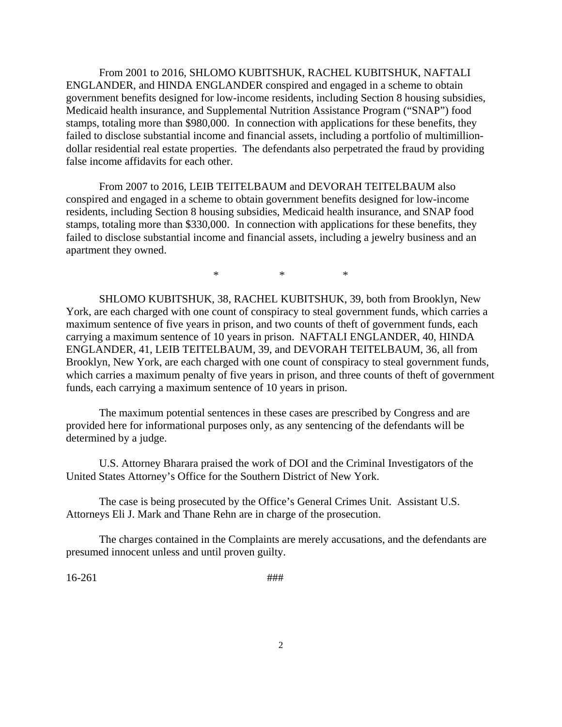From 2001 to 2016, SHLOMO KUBITSHUK, RACHEL KUBITSHUK, NAFTALI ENGLANDER, and HINDA ENGLANDER conspired and engaged in a scheme to obtain government benefits designed for low-income residents, including Section 8 housing subsidies, Medicaid health insurance, and Supplemental Nutrition Assistance Program ("SNAP") food stamps, totaling more than $980,000. In connection with applications for these benefits, they failed to disclose substantial income and financial assets, including a portfolio of multimillion-dollar residential real estate properties. The defendants also perpetrated the fraud by providing false income affidavits for each other.

From 2007 to 2016, LEIB TEITELBAUM and DEVORAH TEITELBAUM also conspired and engaged in a scheme to obtain government benefits designed for low-income residents, including Section 8 housing subsidies, Medicaid health insurance, and SNAP food stamps, totaling more than $330,000. In connection with applications for these benefits, they failed to disclose substantial income and financial assets, including a jewelry business and an apartment they owned.

\* \* \*

SHLOMO KUBITSHUK, 38, RACHEL KUBITSHUK, 39, both from Brooklyn, New York, are each charged with one count of conspiracy to steal government funds, which carries a maximum sentence of five years in prison, and two counts of theft of government funds, each carrying a maximum sentence of 10 years in prison. NAFTALI ENGLANDER, 40, HINDA ENGLANDER, 41, LEIB TEITELBAUM, 39, and DEVORAH TEITELBAUM, 36, all from Brooklyn, New York, are each charged with one count of conspiracy to steal government funds, which carries a maximum penalty of five years in prison, and three counts of theft of government funds, each carrying a maximum sentence of 10 years in prison.

The maximum potential sentences in these cases are prescribed by Congress and are provided here for informational purposes only, as any sentencing of the defendants will be determined by a judge.

U.S. Attorney Bharara praised the work of DOI and the Criminal Investigators of the United States Attorney's Office for the Southern District of New York.

The case is being prosecuted by the Office's General Crimes Unit. Assistant U.S. Attorneys Eli J. Mark and Thane Rehn are in charge of the prosecution.

The charges contained in the Complaints are merely accusations, and the defendants are presumed innocent unless and until proven guilty.

16-261 ###